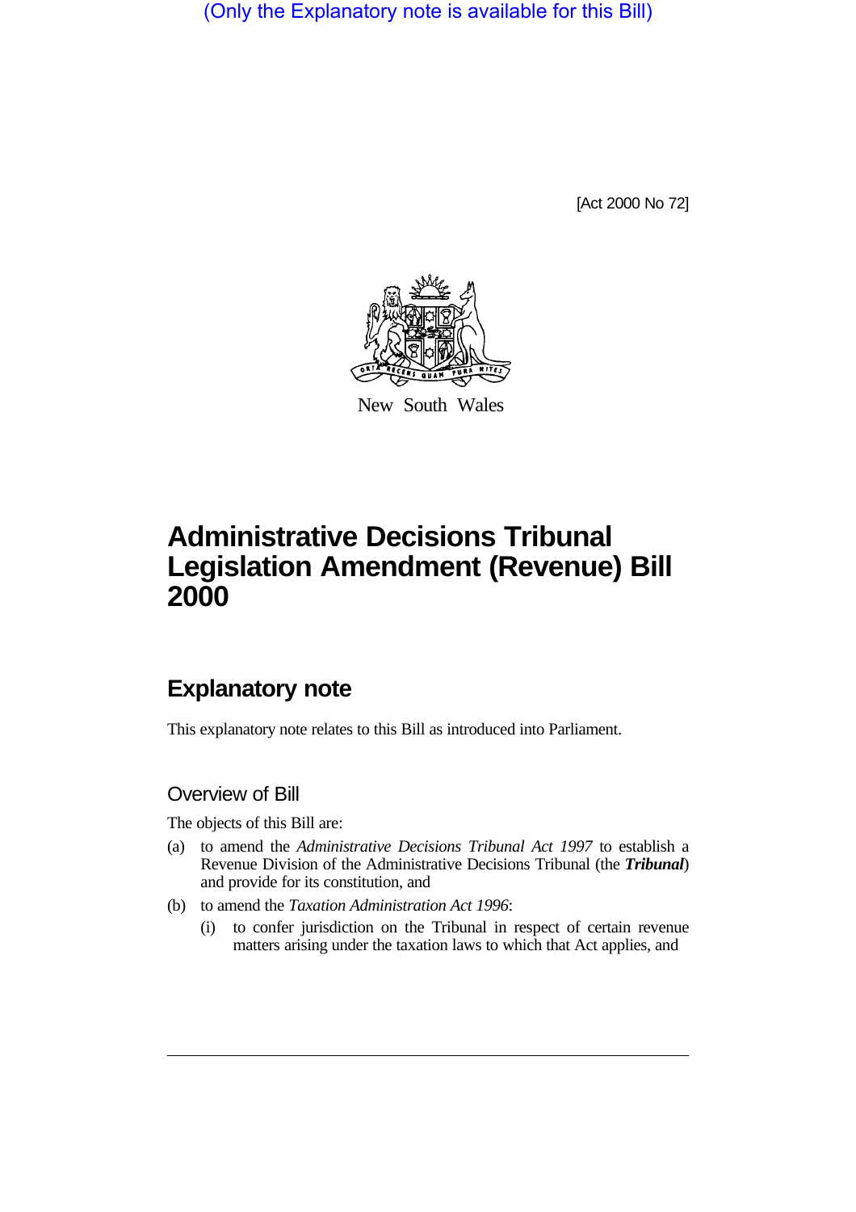(Only the Explanatory note is available for this Bill)

[Act 2000 No 72]

New South Wales

# Administrative Decisions Tribunal Legislation Amendment (Revenue) Bill 2000

## Explanatory note

This explanatory note relates to this Bill as introduced into Parliament.

### Overview of Bill

The objects of this Bill are:

(a) to amend the *Administrative Decisions Tribunal Act 1997* to establish a Revenue Division of the Administrative Decisions Tribunal (the ***Tribunal***) and provide for its constitution, and

(b) to amend the *Taxation Administration Act 1996*:

  (i) to confer jurisdiction on the Tribunal in respect of certain revenue matters arising under the taxation laws to which that Act applies, and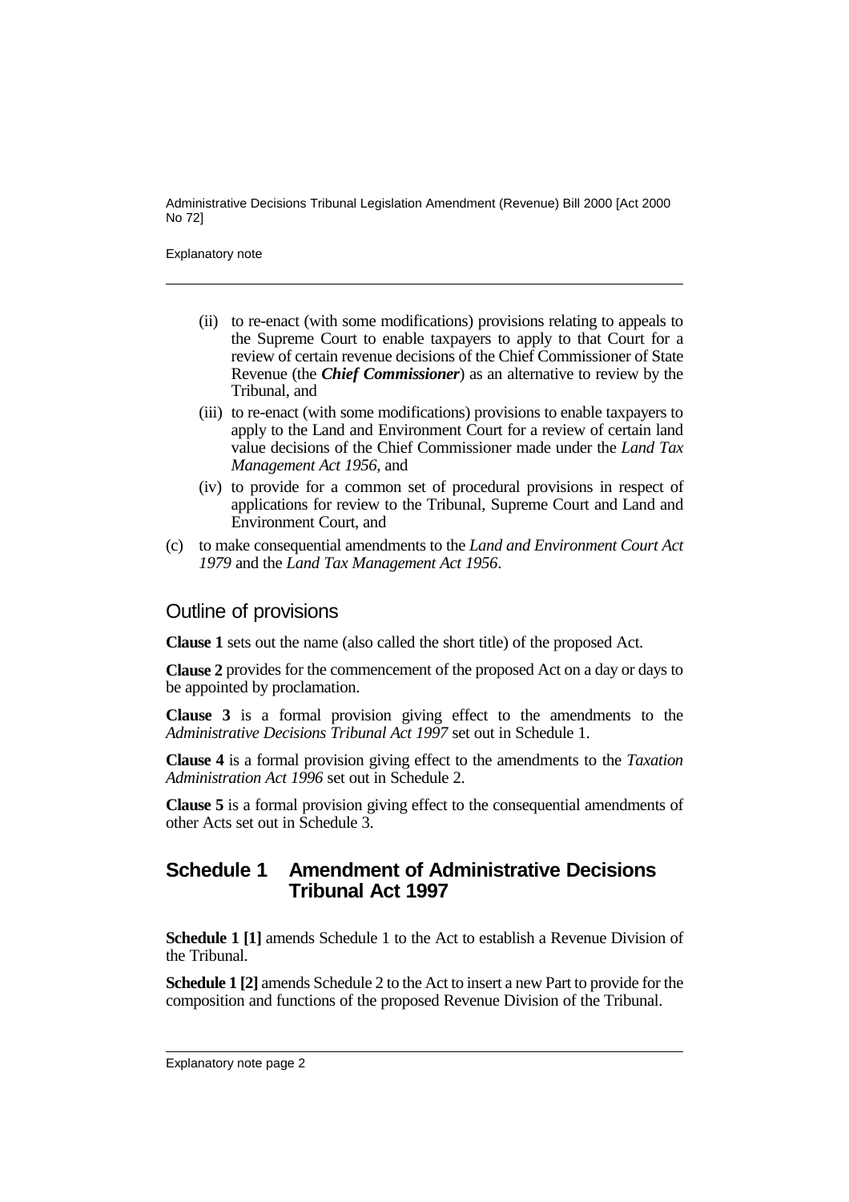(ii) to re-enact (with some modifications) provisions relating to appeals to the Supreme Court to enable taxpayers to apply to that Court for a review of certain revenue decisions of the Chief Commissioner of State Revenue (the ***Chief Commissioner***) as an alternative to review by the Tribunal, and

(iii) to re-enact (with some modifications) provisions to enable taxpayers to apply to the Land and Environment Court for a review of certain land value decisions of the Chief Commissioner made under the *Land Tax Management Act 1956*, and

(iv) to provide for a common set of procedural provisions in respect of applications for review to the Tribunal, Supreme Court and Land and Environment Court, and

(c) to make consequential amendments to the *Land and Environment Court Act 1979* and the *Land Tax Management Act 1956*.

## Outline of provisions

**Clause 1** sets out the name (also called the short title) of the proposed Act.

**Clause 2** provides for the commencement of the proposed Act on a day or days to be appointed by proclamation.

**Clause 3** is a formal provision giving effect to the amendments to the *Administrative Decisions Tribunal Act 1997* set out in Schedule 1.

**Clause 4** is a formal provision giving effect to the amendments to the *Taxation Administration Act 1996* set out in Schedule 2.

**Clause 5** is a formal provision giving effect to the consequential amendments of other Acts set out in Schedule 3.

## Schedule 1 Amendment of Administrative Decisions Tribunal Act 1997

**Schedule 1 [1]** amends Schedule 1 to the Act to establish a Revenue Division of the Tribunal.

**Schedule 1 [2]** amends Schedule 2 to the Act to insert a new Part to provide for the composition and functions of the proposed Revenue Division of the Tribunal.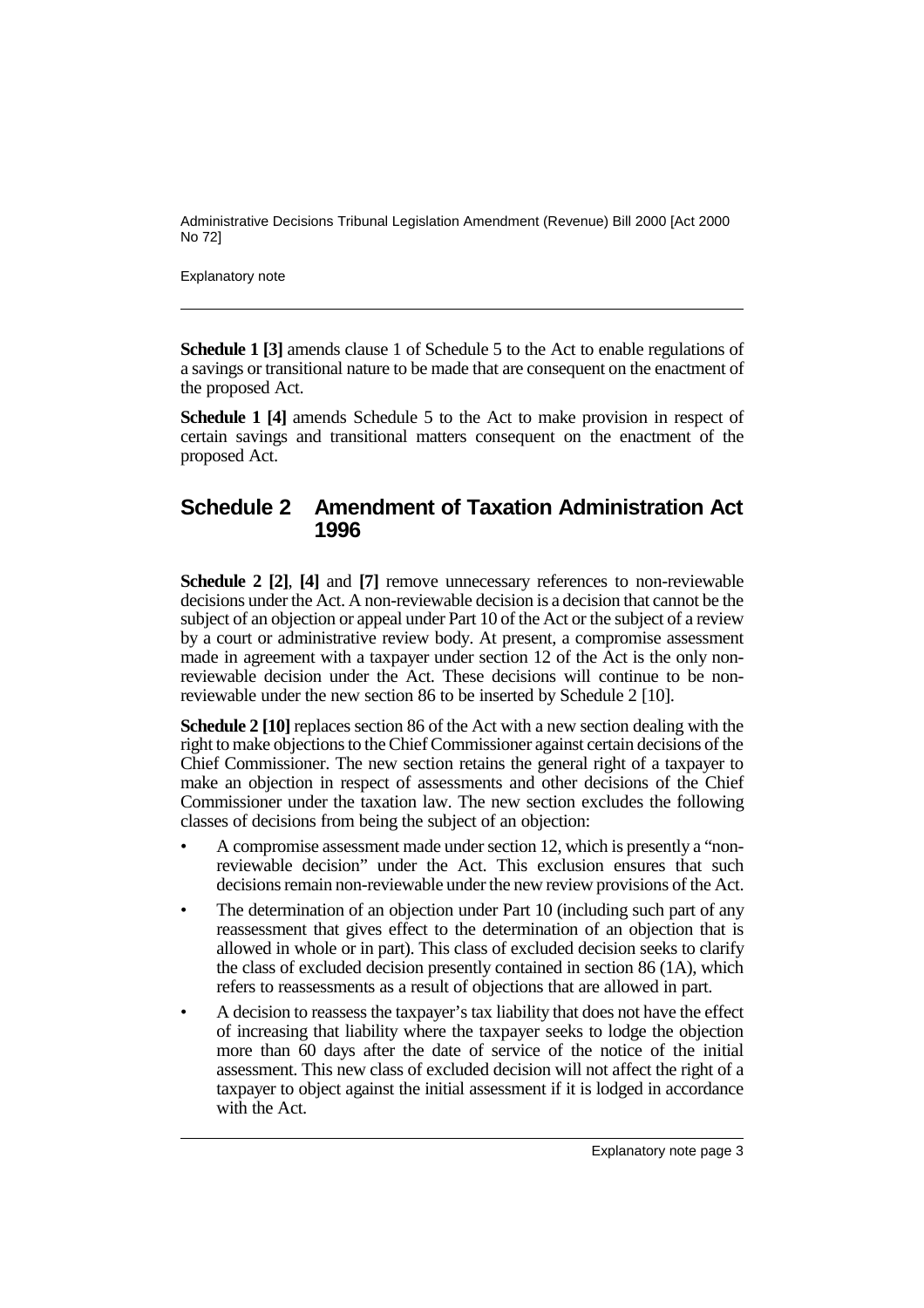**Schedule 1 [3]** amends clause 1 of Schedule 5 to the Act to enable regulations of a savings or transitional nature to be made that are consequent on the enactment of the proposed Act.

**Schedule 1 [4]** amends Schedule 5 to the Act to make provision in respect of certain savings and transitional matters consequent on the enactment of the proposed Act.

## Schedule 2 Amendment of Taxation Administration Act 1996

**Schedule 2 [2]**, **[4]** and **[7]** remove unnecessary references to non-reviewable decisions under the Act. A non-reviewable decision is a decision that cannot be the subject of an objection or appeal under Part 10 of the Act or the subject of a review by a court or administrative review body. At present, a compromise assessment made in agreement with a taxpayer under section 12 of the Act is the only non-reviewable decision under the Act. These decisions will continue to be non-reviewable under the new section 86 to be inserted by Schedule 2 [10].

**Schedule 2 [10]** replaces section 86 of the Act with a new section dealing with the right to make objections to the Chief Commissioner against certain decisions of the Chief Commissioner. The new section retains the general right of a taxpayer to make an objection in respect of assessments and other decisions of the Chief Commissioner under the taxation law. The new section excludes the following classes of decisions from being the subject of an objection:

- A compromise assessment made under section 12, which is presently a "non-reviewable decision" under the Act. This exclusion ensures that such decisions remain non-reviewable under the new review provisions of the Act.
- The determination of an objection under Part 10 (including such part of any reassessment that gives effect to the determination of an objection that is allowed in whole or in part). This class of excluded decision seeks to clarify the class of excluded decision presently contained in section 86 (1A), which refers to reassessments as a result of objections that are allowed in part.
- A decision to reassess the taxpayer's tax liability that does not have the effect of increasing that liability where the taxpayer seeks to lodge the objection more than 60 days after the date of service of the notice of the initial assessment. This new class of excluded decision will not affect the right of a taxpayer to object against the initial assessment if it is lodged in accordance with the Act.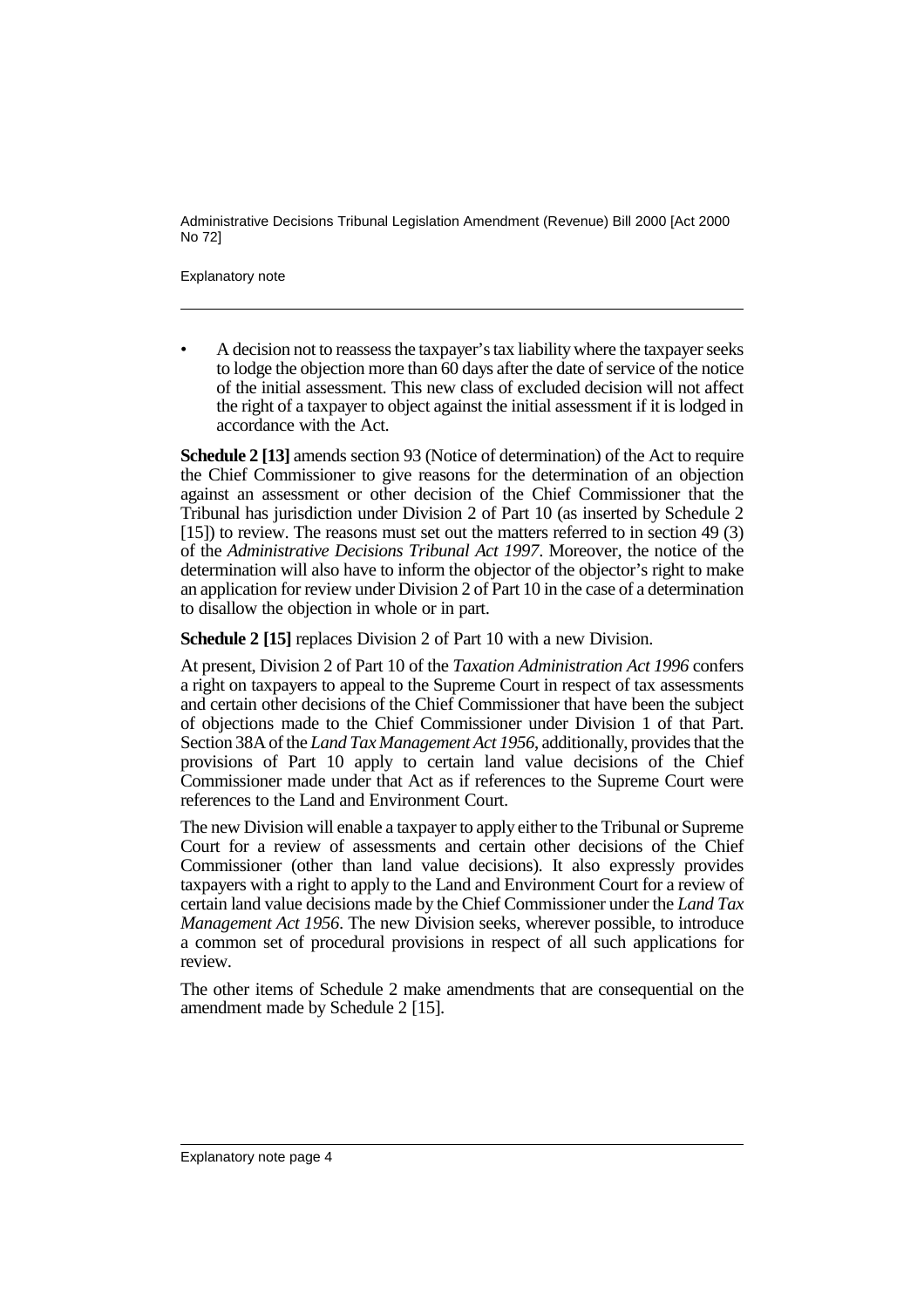- A decision not to reassess the taxpayer's tax liability where the taxpayer seeks to lodge the objection more than 60 days after the date of service of the notice of the initial assessment. This new class of excluded decision will not affect the right of a taxpayer to object against the initial assessment if it is lodged in accordance with the Act.

**Schedule 2 [13]** amends section 93 (Notice of determination) of the Act to require the Chief Commissioner to give reasons for the determination of an objection against an assessment or other decision of the Chief Commissioner that the Tribunal has jurisdiction under Division 2 of Part 10 (as inserted by Schedule 2 [15]) to review. The reasons must set out the matters referred to in section 49 (3) of the *Administrative Decisions Tribunal Act 1997*. Moreover, the notice of the determination will also have to inform the objector of the objector's right to make an application for review under Division 2 of Part 10 in the case of a determination to disallow the objection in whole or in part.

**Schedule 2 [15]** replaces Division 2 of Part 10 with a new Division.

At present, Division 2 of Part 10 of the *Taxation Administration Act 1996* confers a right on taxpayers to appeal to the Supreme Court in respect of tax assessments and certain other decisions of the Chief Commissioner that have been the subject of objections made to the Chief Commissioner under Division 1 of that Part. Section 38A of the *Land Tax Management Act 1956*, additionally, provides that the provisions of Part 10 apply to certain land value decisions of the Chief Commissioner made under that Act as if references to the Supreme Court were references to the Land and Environment Court.

The new Division will enable a taxpayer to apply either to the Tribunal or Supreme Court for a review of assessments and certain other decisions of the Chief Commissioner (other than land value decisions). It also expressly provides taxpayers with a right to apply to the Land and Environment Court for a review of certain land value decisions made by the Chief Commissioner under the *Land Tax Management Act 1956*. The new Division seeks, wherever possible, to introduce a common set of procedural provisions in respect of all such applications for review.

The other items of Schedule 2 make amendments that are consequential on the amendment made by Schedule 2 [15].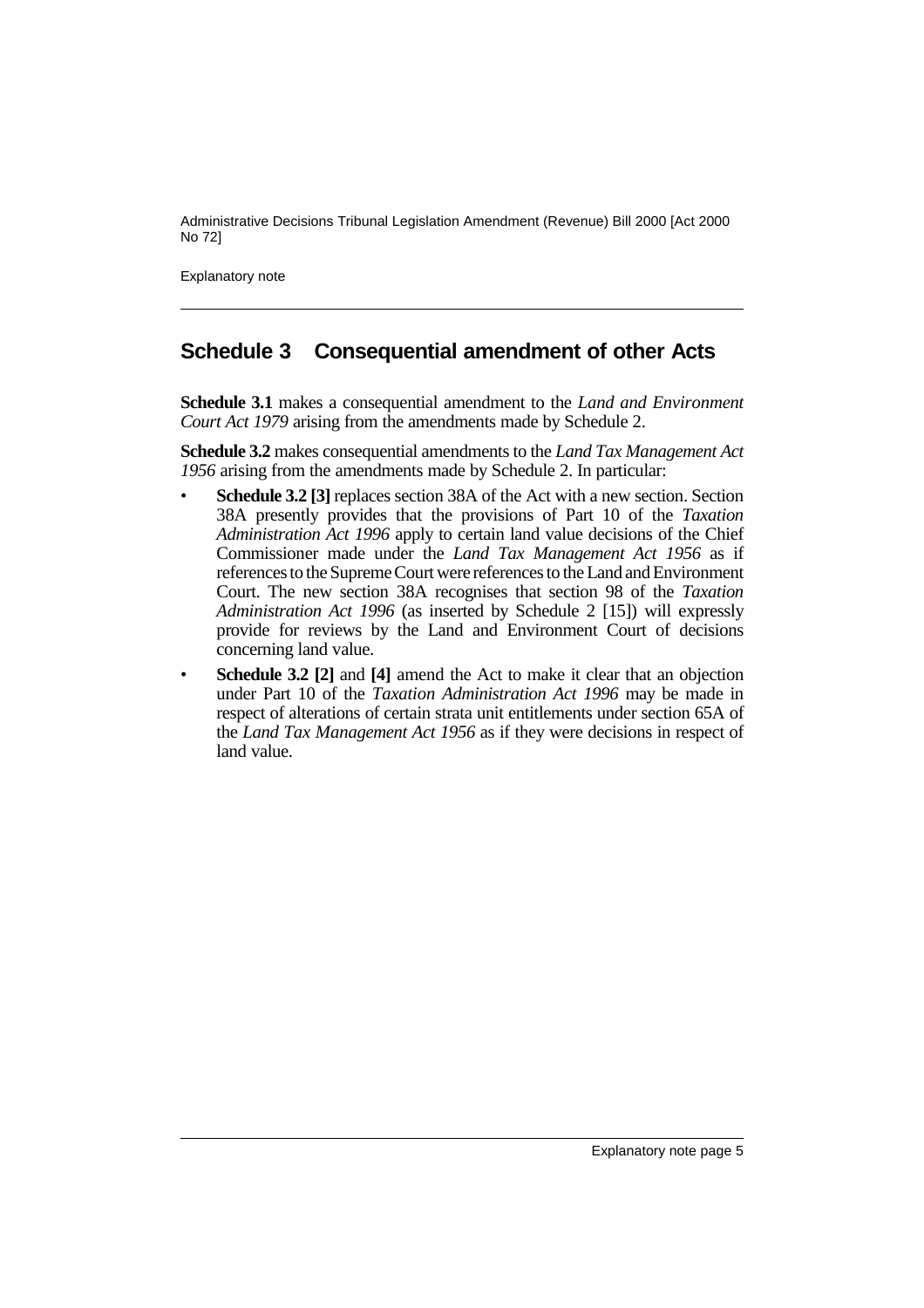## Schedule 3 Consequential amendment of other Acts

**Schedule 3.1** makes a consequential amendment to the *Land and Environment Court Act 1979* arising from the amendments made by Schedule 2.

**Schedule 3.2** makes consequential amendments to the *Land Tax Management Act 1956* arising from the amendments made by Schedule 2. In particular:

- **Schedule 3.2 [3]** replaces section 38A of the Act with a new section. Section 38A presently provides that the provisions of Part 10 of the *Taxation Administration Act 1996* apply to certain land value decisions of the Chief Commissioner made under the *Land Tax Management Act 1956* as if references to the Supreme Court were references to the Land and Environment Court. The new section 38A recognises that section 98 of the *Taxation Administration Act 1996* (as inserted by Schedule 2 [15]) will expressly provide for reviews by the Land and Environment Court of decisions concerning land value.
- **Schedule 3.2 [2]** and **[4]** amend the Act to make it clear that an objection under Part 10 of the *Taxation Administration Act 1996* may be made in respect of alterations of certain strata unit entitlements under section 65A of the *Land Tax Management Act 1956* as if they were decisions in respect of land value.